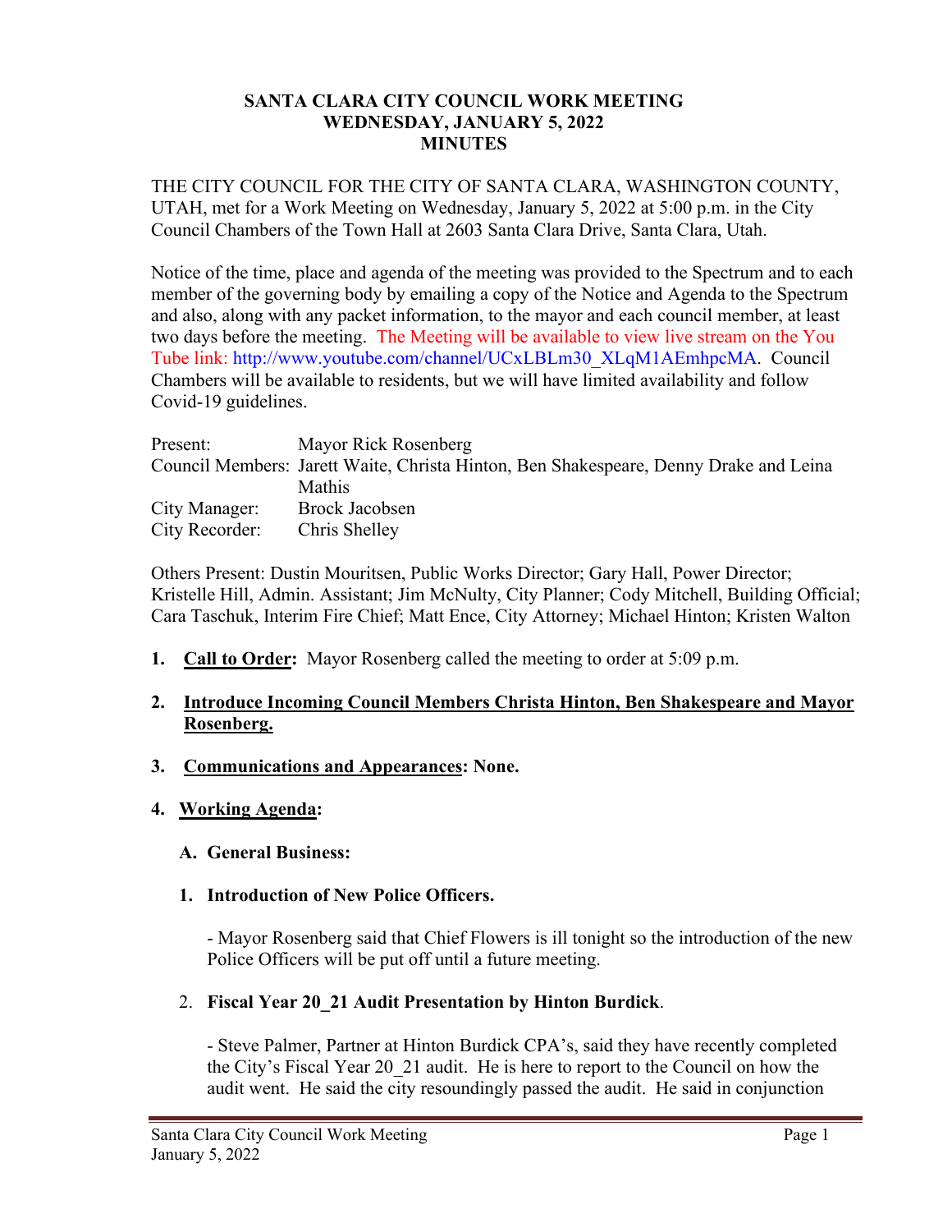# SANTA CLARA CITY COUNCIL WORK MEETING
## WEDNESDAY, JANUARY 5, 2022
## MINUTES

THE CITY COUNCIL FOR THE CITY OF SANTA CLARA, WASHINGTON COUNTY, UTAH, met for a Work Meeting on Wednesday, January 5, 2022 at 5:00 p.m. in the City Council Chambers of the Town Hall at 2603 Santa Clara Drive, Santa Clara, Utah.

Notice of the time, place and agenda of the meeting was provided to the Spectrum and to each member of the governing body by emailing a copy of the Notice and Agenda to the Spectrum and also, along with any packet information, to the mayor and each council member, at least two days before the meeting. The Meeting will be available to view live stream on the You Tube link: http://www.youtube.com/channel/UCxLBLm30_XLqM1AEmhpcMA. Council Chambers will be available to residents, but we will have limited availability and follow Covid-19 guidelines.

| | |
|---|---|
| Present: | Mayor Rick Rosenberg |
| Council Members: | Jarett Waite, Christa Hinton, Ben Shakespeare, Denny Drake and Leina Mathis |
| City Manager: | Brock Jacobsen |
| City Recorder: | Chris Shelley |

Others Present: Dustin Mouritsen, Public Works Director; Gary Hall, Power Director; Kristelle Hill, Admin. Assistant; Jim McNulty, City Planner; Cody Mitchell, Building Official; Cara Taschuk, Interim Fire Chief; Matt Ence, City Attorney; Michael Hinton; Kristen Walton

1. **Call to Order:** Mayor Rosenberg called the meeting to order at 5:09 p.m.

2. **Introduce Incoming Council Members Christa Hinton, Ben Shakespeare and Mayor Rosenberg.**

3. **Communications and Appearances: None.**

4. **Working Agenda:**

   **A. General Business:**

   **1. Introduction of New Police Officers.**

   - Mayor Rosenberg said that Chief Flowers is ill tonight so the introduction of the new Police Officers will be put off until a future meeting.

   2. **Fiscal Year 20_21 Audit Presentation by Hinton Burdick**.

   - Steve Palmer, Partner at Hinton Burdick CPA's, said they have recently completed the City's Fiscal Year 20_21 audit. He is here to report to the Council on how the audit went. He said the city resoundingly passed the audit. He said in conjunction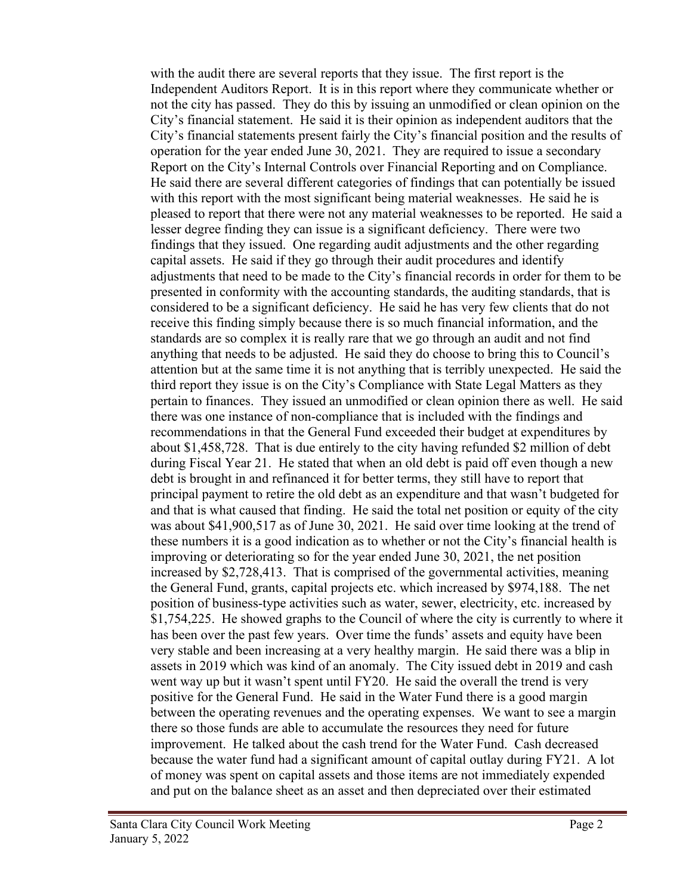with the audit there are several reports that they issue. The first report is the Independent Auditors Report. It is in this report where they communicate whether or not the city has passed. They do this by issuing an unmodified or clean opinion on the City's financial statement. He said it is their opinion as independent auditors that the City's financial statements present fairly the City's financial position and the results of operation for the year ended June 30, 2021. They are required to issue a secondary Report on the City's Internal Controls over Financial Reporting and on Compliance. He said there are several different categories of findings that can potentially be issued with this report with the most significant being material weaknesses. He said he is pleased to report that there were not any material weaknesses to be reported. He said a lesser degree finding they can issue is a significant deficiency. There were two findings that they issued. One regarding audit adjustments and the other regarding capital assets. He said if they go through their audit procedures and identify adjustments that need to be made to the City's financial records in order for them to be presented in conformity with the accounting standards, the auditing standards, that is considered to be a significant deficiency. He said he has very few clients that do not receive this finding simply because there is so much financial information, and the standards are so complex it is really rare that we go through an audit and not find anything that needs to be adjusted. He said they do choose to bring this to Council's attention but at the same time it is not anything that is terribly unexpected. He said the third report they issue is on the City's Compliance with State Legal Matters as they pertain to finances. They issued an unmodified or clean opinion there as well. He said there was one instance of non-compliance that is included with the findings and recommendations in that the General Fund exceeded their budget at expenditures by about $1,458,728. That is due entirely to the city having refunded $2 million of debt during Fiscal Year 21. He stated that when an old debt is paid off even though a new debt is brought in and refinanced it for better terms, they still have to report that principal payment to retire the old debt as an expenditure and that wasn't budgeted for and that is what caused that finding. He said the total net position or equity of the city was about $41,900,517 as of June 30, 2021. He said over time looking at the trend of these numbers it is a good indication as to whether or not the City's financial health is improving or deteriorating so for the year ended June 30, 2021, the net position increased by $2,728,413. That is comprised of the governmental activities, meaning the General Fund, grants, capital projects etc. which increased by $974,188. The net position of business-type activities such as water, sewer, electricity, etc. increased by $1,754,225. He showed graphs to the Council of where the city is currently to where it has been over the past few years. Over time the funds' assets and equity have been very stable and been increasing at a very healthy margin. He said there was a blip in assets in 2019 which was kind of an anomaly. The City issued debt in 2019 and cash went way up but it wasn't spent until FY20. He said the overall the trend is very positive for the General Fund. He said in the Water Fund there is a good margin between the operating revenues and the operating expenses. We want to see a margin there so those funds are able to accumulate the resources they need for future improvement. He talked about the cash trend for the Water Fund. Cash decreased because the water fund had a significant amount of capital outlay during FY21. A lot of money was spent on capital assets and those items are not immediately expended and put on the balance sheet as an asset and then depreciated over their estimated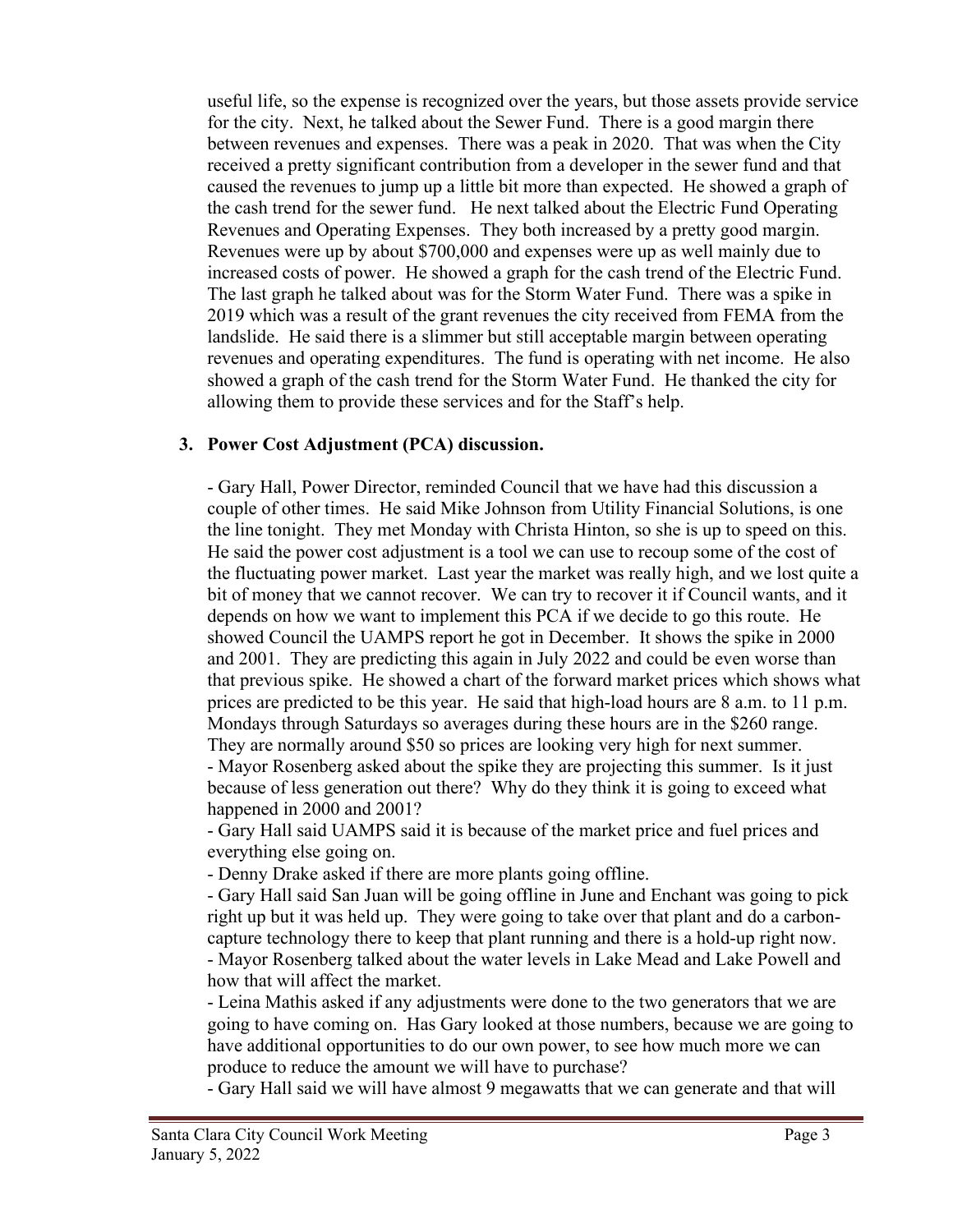useful life, so the expense is recognized over the years, but those assets provide service for the city. Next, he talked about the Sewer Fund. There is a good margin there between revenues and expenses. There was a peak in 2020. That was when the City received a pretty significant contribution from a developer in the sewer fund and that caused the revenues to jump up a little bit more than expected. He showed a graph of the cash trend for the sewer fund. He next talked about the Electric Fund Operating Revenues and Operating Expenses. They both increased by a pretty good margin. Revenues were up by about $700,000 and expenses were up as well mainly due to increased costs of power. He showed a graph for the cash trend of the Electric Fund. The last graph he talked about was for the Storm Water Fund. There was a spike in 2019 which was a result of the grant revenues the city received from FEMA from the landslide. He said there is a slimmer but still acceptable margin between operating revenues and operating expenditures. The fund is operating with net income. He also showed a graph of the cash trend for the Storm Water Fund. He thanked the city for allowing them to provide these services and for the Staff's help.

**3. Power Cost Adjustment (PCA) discussion.**

- Gary Hall, Power Director, reminded Council that we have had this discussion a couple of other times. He said Mike Johnson from Utility Financial Solutions, is one the line tonight. They met Monday with Christa Hinton, so she is up to speed on this. He said the power cost adjustment is a tool we can use to recoup some of the cost of the fluctuating power market. Last year the market was really high, and we lost quite a bit of money that we cannot recover. We can try to recover it if Council wants, and it depends on how we want to implement this PCA if we decide to go this route. He showed Council the UAMPS report he got in December. It shows the spike in 2000 and 2001. They are predicting this again in July 2022 and could be even worse than that previous spike. He showed a chart of the forward market prices which shows what prices are predicted to be this year. He said that high-load hours are 8 a.m. to 11 p.m. Mondays through Saturdays so averages during these hours are in the $260 range. They are normally around $50 so prices are looking very high for next summer.
- Mayor Rosenberg asked about the spike they are projecting this summer. Is it just because of less generation out there? Why do they think it is going to exceed what happened in 2000 and 2001?
- Gary Hall said UAMPS said it is because of the market price and fuel prices and everything else going on.
- Denny Drake asked if there are more plants going offline.
- Gary Hall said San Juan will be going offline in June and Enchant was going to pick right up but it was held up. They were going to take over that plant and do a carbon-capture technology there to keep that plant running and there is a hold-up right now.
- Mayor Rosenberg talked about the water levels in Lake Mead and Lake Powell and how that will affect the market.
- Leina Mathis asked if any adjustments were done to the two generators that we are going to have coming on. Has Gary looked at those numbers, because we are going to have additional opportunities to do our own power, to see how much more we can produce to reduce the amount we will have to purchase?
- Gary Hall said we will have almost 9 megawatts that we can generate and that will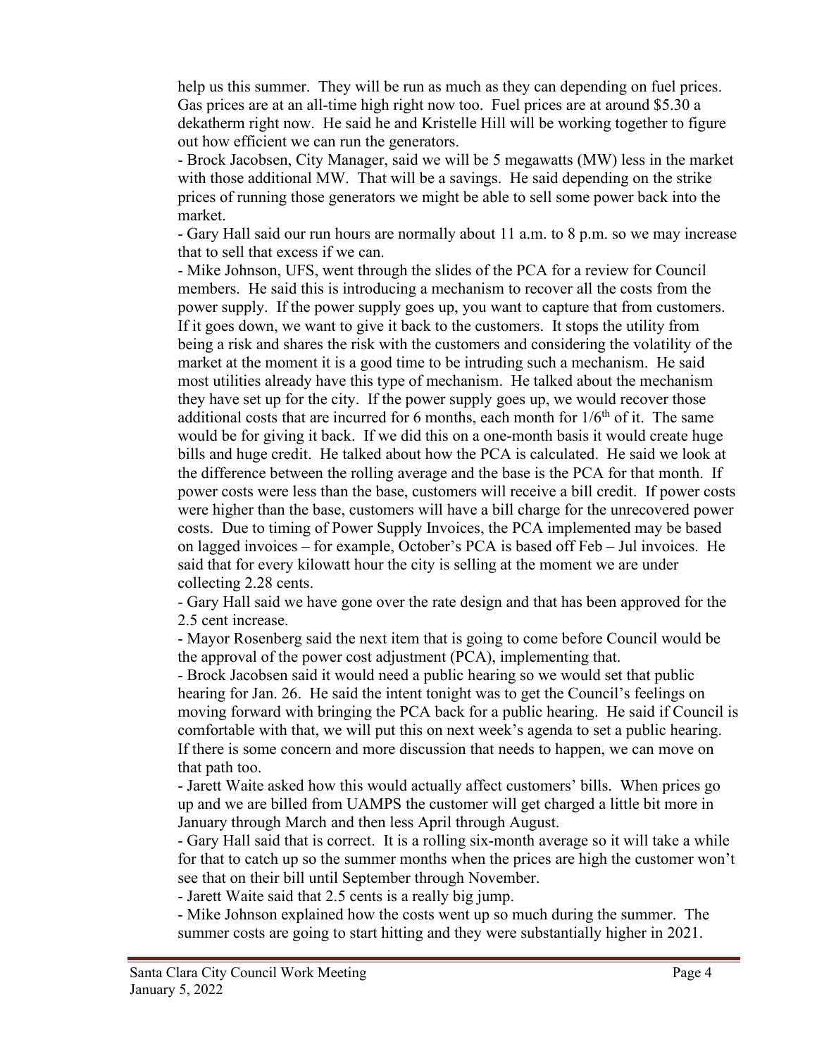help us this summer. They will be run as much as they can depending on fuel prices. Gas prices are at an all-time high right now too. Fuel prices are at around $5.30 a dekatherm right now. He said he and Kristelle Hill will be working together to figure out how efficient we can run the generators.

- Brock Jacobsen, City Manager, said we will be 5 megawatts (MW) less in the market with those additional MW. That will be a savings. He said depending on the strike prices of running those generators we might be able to sell some power back into the market.
- Gary Hall said our run hours are normally about 11 a.m. to 8 p.m. so we may increase that to sell that excess if we can.
- Mike Johnson, UFS, went through the slides of the PCA for a review for Council members. He said this is introducing a mechanism to recover all the costs from the power supply. If the power supply goes up, you want to capture that from customers. If it goes down, we want to give it back to the customers. It stops the utility from being a risk and shares the risk with the customers and considering the volatility of the market at the moment it is a good time to be intruding such a mechanism. He said most utilities already have this type of mechanism. He talked about the mechanism they have set up for the city. If the power supply goes up, we would recover those additional costs that are incurred for 6 months, each month for 1/6th of it. The same would be for giving it back. If we did this on a one-month basis it would create huge bills and huge credit. He talked about how the PCA is calculated. He said we look at the difference between the rolling average and the base is the PCA for that month. If power costs were less than the base, customers will receive a bill credit. If power costs were higher than the base, customers will have a bill charge for the unrecovered power costs. Due to timing of Power Supply Invoices, the PCA implemented may be based on lagged invoices – for example, October's PCA is based off Feb – Jul invoices. He said that for every kilowatt hour the city is selling at the moment we are under collecting 2.28 cents.
- Gary Hall said we have gone over the rate design and that has been approved for the 2.5 cent increase.
- Mayor Rosenberg said the next item that is going to come before Council would be the approval of the power cost adjustment (PCA), implementing that.
- Brock Jacobsen said it would need a public hearing so we would set that public hearing for Jan. 26. He said the intent tonight was to get the Council's feelings on moving forward with bringing the PCA back for a public hearing. He said if Council is comfortable with that, we will put this on next week's agenda to set a public hearing. If there is some concern and more discussion that needs to happen, we can move on that path too.
- Jarett Waite asked how this would actually affect customers' bills. When prices go up and we are billed from UAMPS the customer will get charged a little bit more in January through March and then less April through August.
- Gary Hall said that is correct. It is a rolling six-month average so it will take a while for that to catch up so the summer months when the prices are high the customer won't see that on their bill until September through November.
- Jarett Waite said that 2.5 cents is a really big jump.
- Mike Johnson explained how the costs went up so much during the summer. The summer costs are going to start hitting and they were substantially higher in 2021.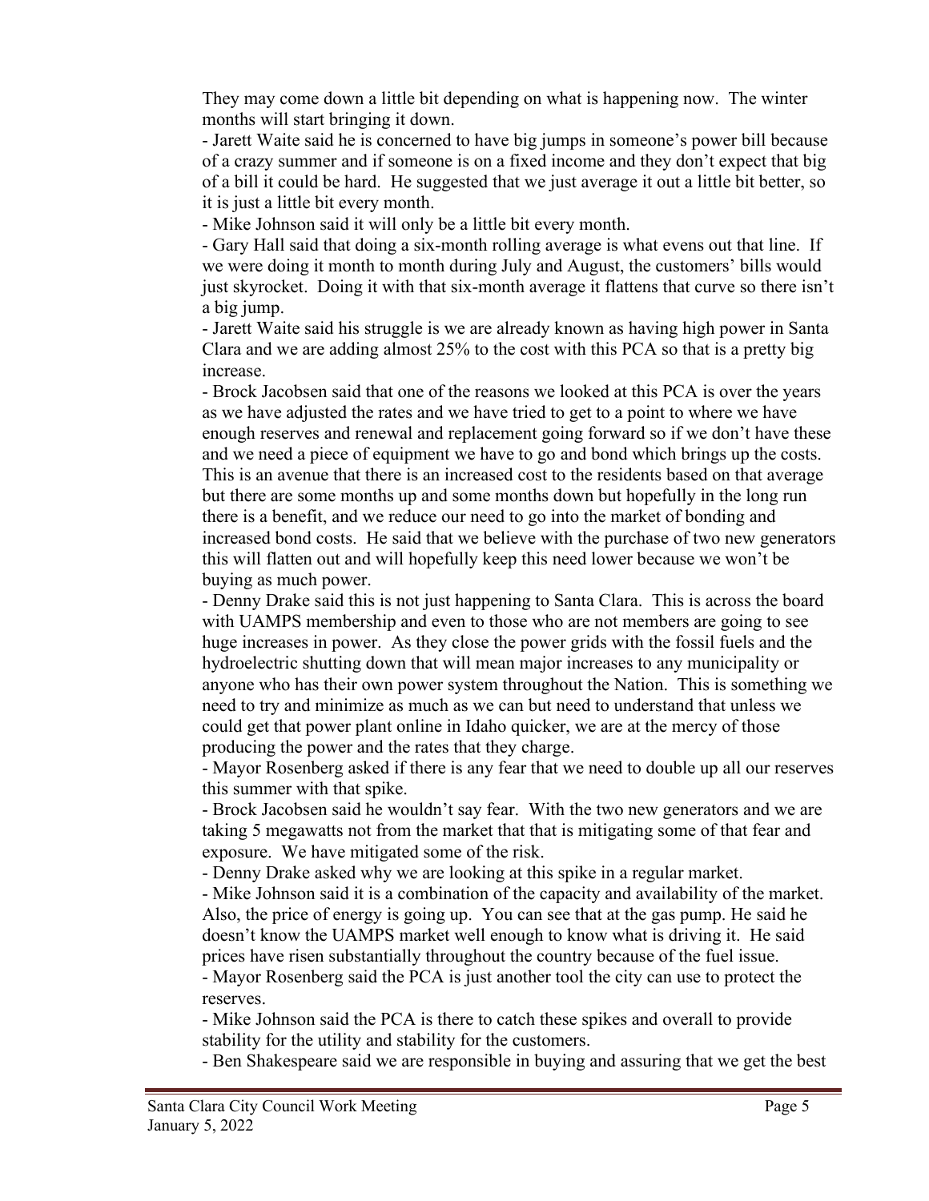They may come down a little bit depending on what is happening now. The winter months will start bringing it down.

- Jarett Waite said he is concerned to have big jumps in someone's power bill because of a crazy summer and if someone is on a fixed income and they don't expect that big of a bill it could be hard. He suggested that we just average it out a little bit better, so it is just a little bit every month.
- Mike Johnson said it will only be a little bit every month.
- Gary Hall said that doing a six-month rolling average is what evens out that line. If we were doing it month to month during July and August, the customers' bills would just skyrocket. Doing it with that six-month average it flattens that curve so there isn't a big jump.
- Jarett Waite said his struggle is we are already known as having high power in Santa Clara and we are adding almost 25% to the cost with this PCA so that is a pretty big increase.
- Brock Jacobsen said that one of the reasons we looked at this PCA is over the years as we have adjusted the rates and we have tried to get to a point to where we have enough reserves and renewal and replacement going forward so if we don't have these and we need a piece of equipment we have to go and bond which brings up the costs. This is an avenue that there is an increased cost to the residents based on that average but there are some months up and some months down but hopefully in the long run there is a benefit, and we reduce our need to go into the market of bonding and increased bond costs. He said that we believe with the purchase of two new generators this will flatten out and will hopefully keep this need lower because we won't be buying as much power.
- Denny Drake said this is not just happening to Santa Clara. This is across the board with UAMPS membership and even to those who are not members are going to see huge increases in power. As they close the power grids with the fossil fuels and the hydroelectric shutting down that will mean major increases to any municipality or anyone who has their own power system throughout the Nation. This is something we need to try and minimize as much as we can but need to understand that unless we could get that power plant online in Idaho quicker, we are at the mercy of those producing the power and the rates that they charge.
- Mayor Rosenberg asked if there is any fear that we need to double up all our reserves this summer with that spike.
- Brock Jacobsen said he wouldn't say fear. With the two new generators and we are taking 5 megawatts not from the market that that is mitigating some of that fear and exposure. We have mitigated some of the risk.
- Denny Drake asked why we are looking at this spike in a regular market.
- Mike Johnson said it is a combination of the capacity and availability of the market. Also, the price of energy is going up. You can see that at the gas pump. He said he doesn't know the UAMPS market well enough to know what is driving it. He said prices have risen substantially throughout the country because of the fuel issue.
- Mayor Rosenberg said the PCA is just another tool the city can use to protect the reserves.
- Mike Johnson said the PCA is there to catch these spikes and overall to provide stability for the utility and stability for the customers.
- Ben Shakespeare said we are responsible in buying and assuring that we get the best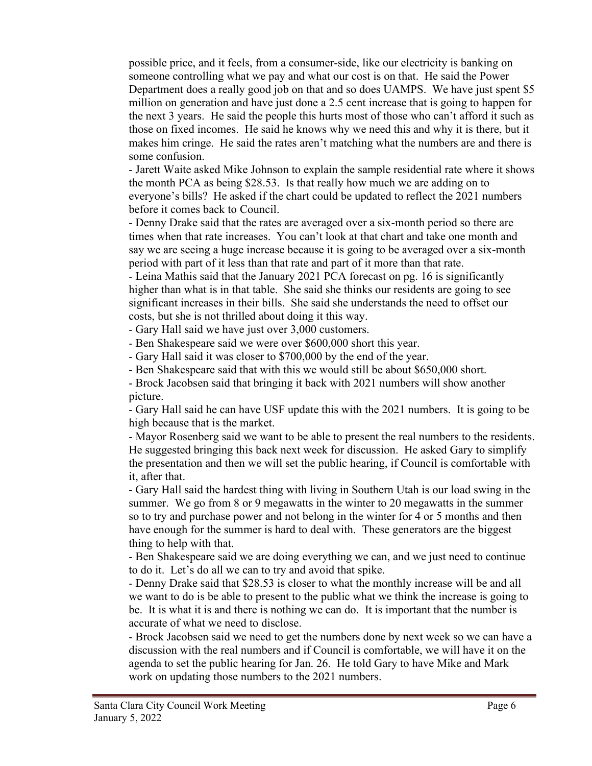possible price, and it feels, from a consumer-side, like our electricity is banking on someone controlling what we pay and what our cost is on that. He said the Power Department does a really good job on that and so does UAMPS. We have just spent $5 million on generation and have just done a 2.5 cent increase that is going to happen for the next 3 years. He said the people this hurts most of those who can't afford it such as those on fixed incomes. He said he knows why we need this and why it is there, but it makes him cringe. He said the rates aren't matching what the numbers are and there is some confusion.

- Jarett Waite asked Mike Johnson to explain the sample residential rate where it shows the month PCA as being $28.53. Is that really how much we are adding on to everyone's bills? He asked if the chart could be updated to reflect the 2021 numbers before it comes back to Council.
- Denny Drake said that the rates are averaged over a six-month period so there are times when that rate increases. You can't look at that chart and take one month and say we are seeing a huge increase because it is going to be averaged over a six-month period with part of it less than that rate and part of it more than that rate.
- Leina Mathis said that the January 2021 PCA forecast on pg. 16 is significantly higher than what is in that table. She said she thinks our residents are going to see significant increases in their bills. She said she understands the need to offset our costs, but she is not thrilled about doing it this way.
- Gary Hall said we have just over 3,000 customers.
- Ben Shakespeare said we were over $600,000 short this year.
- Gary Hall said it was closer to $700,000 by the end of the year.
- Ben Shakespeare said that with this we would still be about $650,000 short.
- Brock Jacobsen said that bringing it back with 2021 numbers will show another picture.
- Gary Hall said he can have USF update this with the 2021 numbers. It is going to be high because that is the market.
- Mayor Rosenberg said we want to be able to present the real numbers to the residents. He suggested bringing this back next week for discussion. He asked Gary to simplify the presentation and then we will set the public hearing, if Council is comfortable with it, after that.
- Gary Hall said the hardest thing with living in Southern Utah is our load swing in the summer. We go from 8 or 9 megawatts in the winter to 20 megawatts in the summer so to try and purchase power and not belong in the winter for 4 or 5 months and then have enough for the summer is hard to deal with. These generators are the biggest thing to help with that.
- Ben Shakespeare said we are doing everything we can, and we just need to continue to do it. Let's do all we can to try and avoid that spike.
- Denny Drake said that $28.53 is closer to what the monthly increase will be and all we want to do is be able to present to the public what we think the increase is going to be. It is what it is and there is nothing we can do. It is important that the number is accurate of what we need to disclose.
- Brock Jacobsen said we need to get the numbers done by next week so we can have a discussion with the real numbers and if Council is comfortable, we will have it on the agenda to set the public hearing for Jan. 26. He told Gary to have Mike and Mark work on updating those numbers to the 2021 numbers.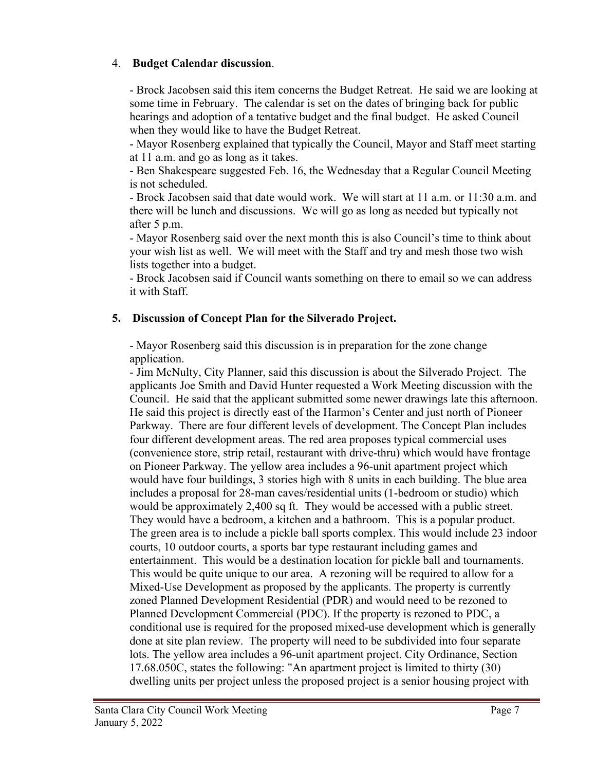4. **Budget Calendar discussion**.

- Brock Jacobsen said this item concerns the Budget Retreat. He said we are looking at some time in February. The calendar is set on the dates of bringing back for public hearings and adoption of a tentative budget and the final budget. He asked Council when they would like to have the Budget Retreat.
- Mayor Rosenberg explained that typically the Council, Mayor and Staff meet starting at 11 a.m. and go as long as it takes.
- Ben Shakespeare suggested Feb. 16, the Wednesday that a Regular Council Meeting is not scheduled.
- Brock Jacobsen said that date would work. We will start at 11 a.m. or 11:30 a.m. and there will be lunch and discussions. We will go as long as needed but typically not after 5 p.m.
- Mayor Rosenberg said over the next month this is also Council's time to think about your wish list as well. We will meet with the Staff and try and mesh those two wish lists together into a budget.
- Brock Jacobsen said if Council wants something on there to email so we can address it with Staff.

5. **Discussion of Concept Plan for the Silverado Project.**

- Mayor Rosenberg said this discussion is in preparation for the zone change application.
- Jim McNulty, City Planner, said this discussion is about the Silverado Project. The applicants Joe Smith and David Hunter requested a Work Meeting discussion with the Council. He said that the applicant submitted some newer drawings late this afternoon. He said this project is directly east of the Harmon's Center and just north of Pioneer Parkway. There are four different levels of development. The Concept Plan includes four different development areas. The red area proposes typical commercial uses (convenience store, strip retail, restaurant with drive-thru) which would have frontage on Pioneer Parkway. The yellow area includes a 96-unit apartment project which would have four buildings, 3 stories high with 8 units in each building. The blue area includes a proposal for 28-man caves/residential units (1-bedroom or studio) which would be approximately 2,400 sq ft. They would be accessed with a public street. They would have a bedroom, a kitchen and a bathroom. This is a popular product. The green area is to include a pickle ball sports complex. This would include 23 indoor courts, 10 outdoor courts, a sports bar type restaurant including games and entertainment. This would be a destination location for pickle ball and tournaments. This would be quite unique to our area. A rezoning will be required to allow for a Mixed-Use Development as proposed by the applicants. The property is currently zoned Planned Development Residential (PDR) and would need to be rezoned to Planned Development Commercial (PDC). If the property is rezoned to PDC, a conditional use is required for the proposed mixed-use development which is generally done at site plan review. The property will need to be subdivided into four separate lots. The yellow area includes a 96-unit apartment project. City Ordinance, Section 17.68.050C, states the following: "An apartment project is limited to thirty (30) dwelling units per project unless the proposed project is a senior housing project with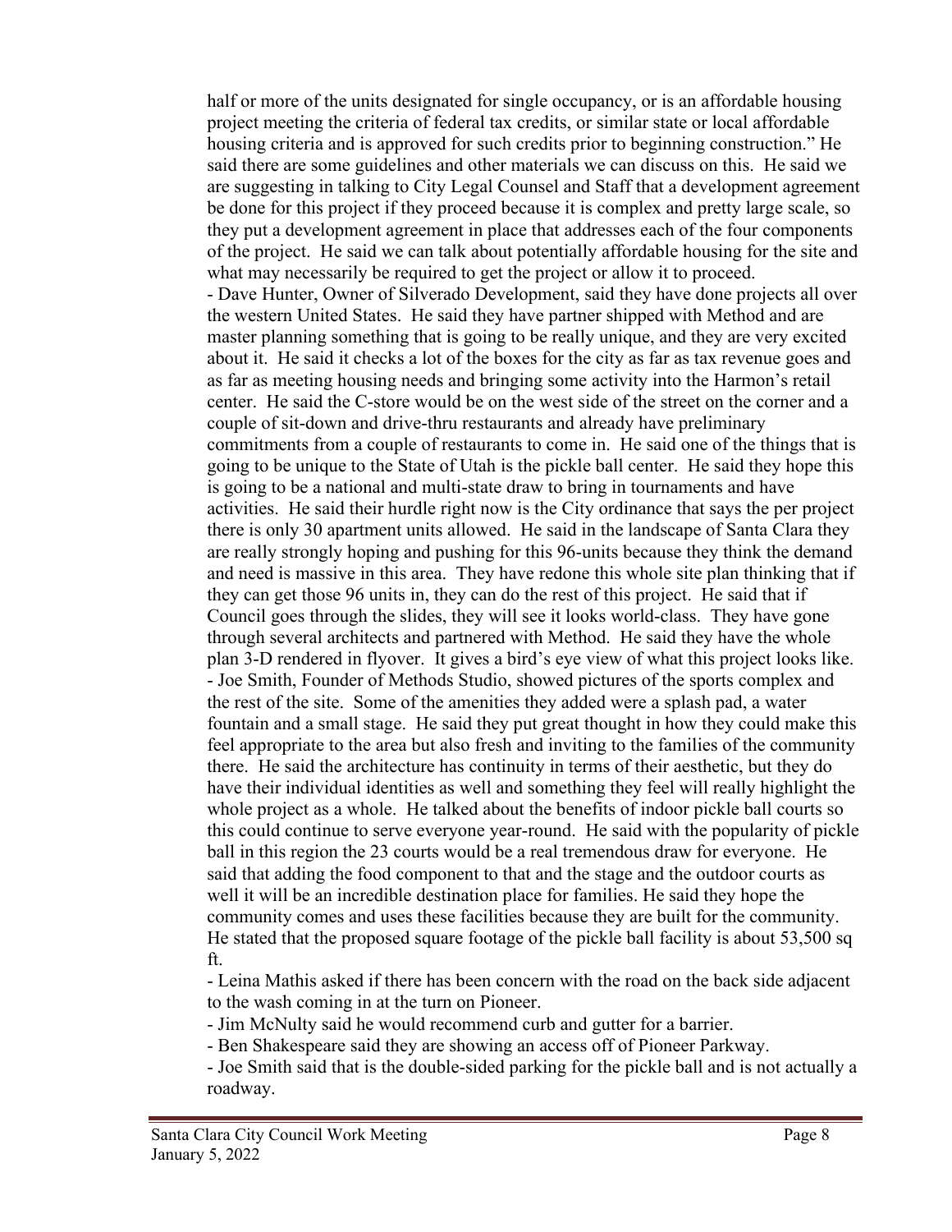half or more of the units designated for single occupancy, or is an affordable housing project meeting the criteria of federal tax credits, or similar state or local affordable housing criteria and is approved for such credits prior to beginning construction." He said there are some guidelines and other materials we can discuss on this. He said we are suggesting in talking to City Legal Counsel and Staff that a development agreement be done for this project if they proceed because it is complex and pretty large scale, so they put a development agreement in place that addresses each of the four components of the project. He said we can talk about potentially affordable housing for the site and what may necessarily be required to get the project or allow it to proceed.

- Dave Hunter, Owner of Silverado Development, said they have done projects all over the western United States. He said they have partner shipped with Method and are master planning something that is going to be really unique, and they are very excited about it. He said it checks a lot of the boxes for the city as far as tax revenue goes and as far as meeting housing needs and bringing some activity into the Harmon's retail center. He said the C-store would be on the west side of the street on the corner and a couple of sit-down and drive-thru restaurants and already have preliminary commitments from a couple of restaurants to come in. He said one of the things that is going to be unique to the State of Utah is the pickle ball center. He said they hope this is going to be a national and multi-state draw to bring in tournaments and have activities. He said their hurdle right now is the City ordinance that says the per project there is only 30 apartment units allowed. He said in the landscape of Santa Clara they are really strongly hoping and pushing for this 96-units because they think the demand and need is massive in this area. They have redone this whole site plan thinking that if they can get those 96 units in, they can do the rest of this project. He said that if Council goes through the slides, they will see it looks world-class. They have gone through several architects and partnered with Method. He said they have the whole plan 3-D rendered in flyover. It gives a bird's eye view of what this project looks like.
- Joe Smith, Founder of Methods Studio, showed pictures of the sports complex and the rest of the site. Some of the amenities they added were a splash pad, a water fountain and a small stage. He said they put great thought in how they could make this feel appropriate to the area but also fresh and inviting to the families of the community there. He said the architecture has continuity in terms of their aesthetic, but they do have their individual identities as well and something they feel will really highlight the whole project as a whole. He talked about the benefits of indoor pickle ball courts so this could continue to serve everyone year-round. He said with the popularity of pickle ball in this region the 23 courts would be a real tremendous draw for everyone. He said that adding the food component to that and the stage and the outdoor courts as well it will be an incredible destination place for families. He said they hope the community comes and uses these facilities because they are built for the community. He stated that the proposed square footage of the pickle ball facility is about 53,500 sq ft.
- Leina Mathis asked if there has been concern with the road on the back side adjacent to the wash coming in at the turn on Pioneer.
- Jim McNulty said he would recommend curb and gutter for a barrier.
- Ben Shakespeare said they are showing an access off of Pioneer Parkway.
- Joe Smith said that is the double-sided parking for the pickle ball and is not actually a roadway.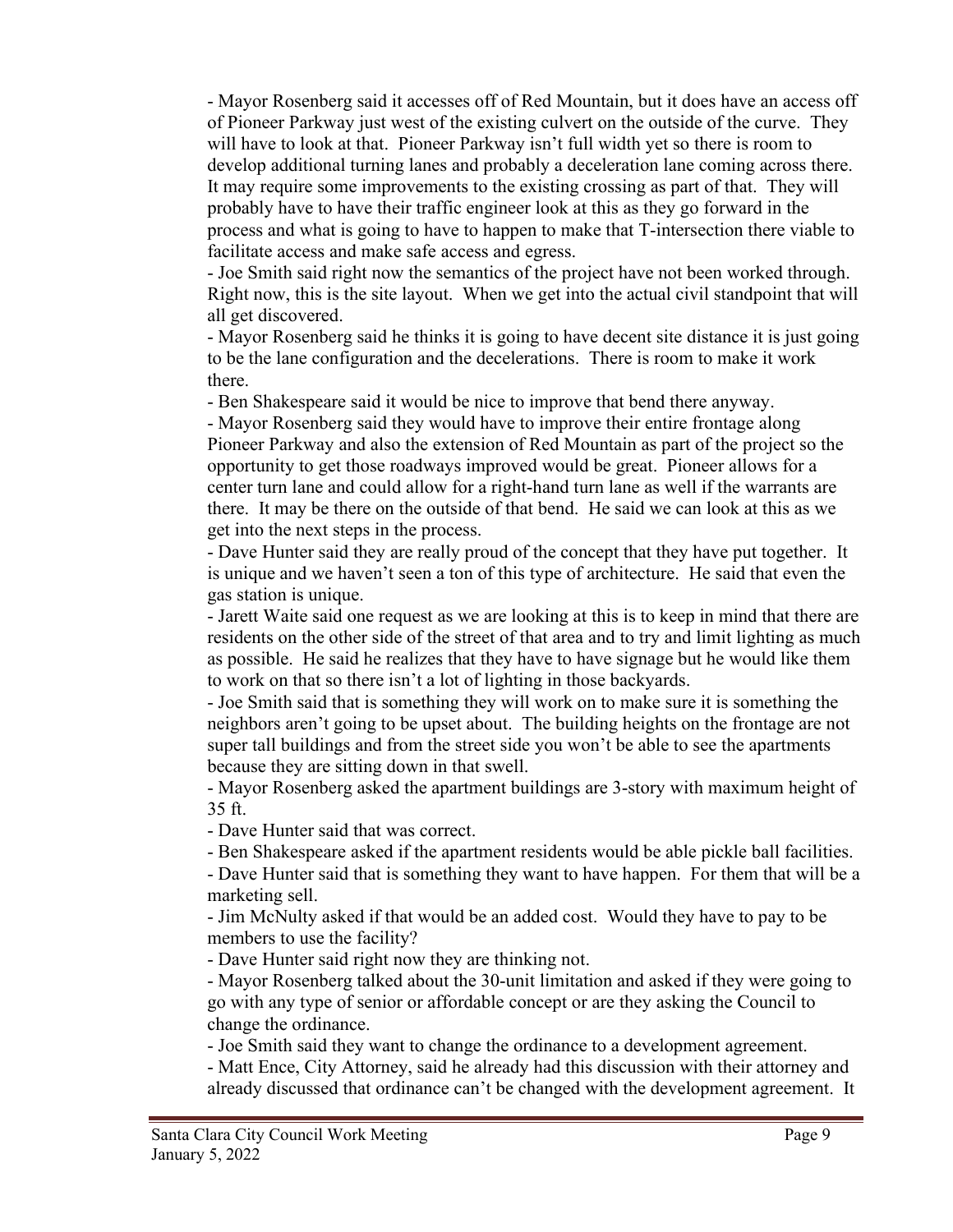- Mayor Rosenberg said it accesses off of Red Mountain, but it does have an access off of Pioneer Parkway just west of the existing culvert on the outside of the curve. They will have to look at that. Pioneer Parkway isn't full width yet so there is room to develop additional turning lanes and probably a deceleration lane coming across there. It may require some improvements to the existing crossing as part of that. They will probably have to have their traffic engineer look at this as they go forward in the process and what is going to have to happen to make that T-intersection there viable to facilitate access and make safe access and egress.

- Joe Smith said right now the semantics of the project have not been worked through. Right now, this is the site layout. When we get into the actual civil standpoint that will all get discovered.

- Mayor Rosenberg said he thinks it is going to have decent site distance it is just going to be the lane configuration and the decelerations. There is room to make it work there.

- Ben Shakespeare said it would be nice to improve that bend there anyway.

- Mayor Rosenberg said they would have to improve their entire frontage along Pioneer Parkway and also the extension of Red Mountain as part of the project so the opportunity to get those roadways improved would be great. Pioneer allows for a center turn lane and could allow for a right-hand turn lane as well if the warrants are there. It may be there on the outside of that bend. He said we can look at this as we get into the next steps in the process.

- Dave Hunter said they are really proud of the concept that they have put together. It is unique and we haven't seen a ton of this type of architecture. He said that even the gas station is unique.

- Jarett Waite said one request as we are looking at this is to keep in mind that there are residents on the other side of the street of that area and to try and limit lighting as much as possible. He said he realizes that they have to have signage but he would like them to work on that so there isn't a lot of lighting in those backyards.

- Joe Smith said that is something they will work on to make sure it is something the neighbors aren't going to be upset about. The building heights on the frontage are not super tall buildings and from the street side you won't be able to see the apartments because they are sitting down in that swell.

- Mayor Rosenberg asked the apartment buildings are 3-story with maximum height of 35 ft.

- Dave Hunter said that was correct.

- Ben Shakespeare asked if the apartment residents would be able pickle ball facilities.

- Dave Hunter said that is something they want to have happen. For them that will be a marketing sell.

- Jim McNulty asked if that would be an added cost. Would they have to pay to be members to use the facility?

- Dave Hunter said right now they are thinking not.

- Mayor Rosenberg talked about the 30-unit limitation and asked if they were going to go with any type of senior or affordable concept or are they asking the Council to change the ordinance.

- Joe Smith said they want to change the ordinance to a development agreement.

- Matt Ence, City Attorney, said he already had this discussion with their attorney and already discussed that ordinance can't be changed with the development agreement. It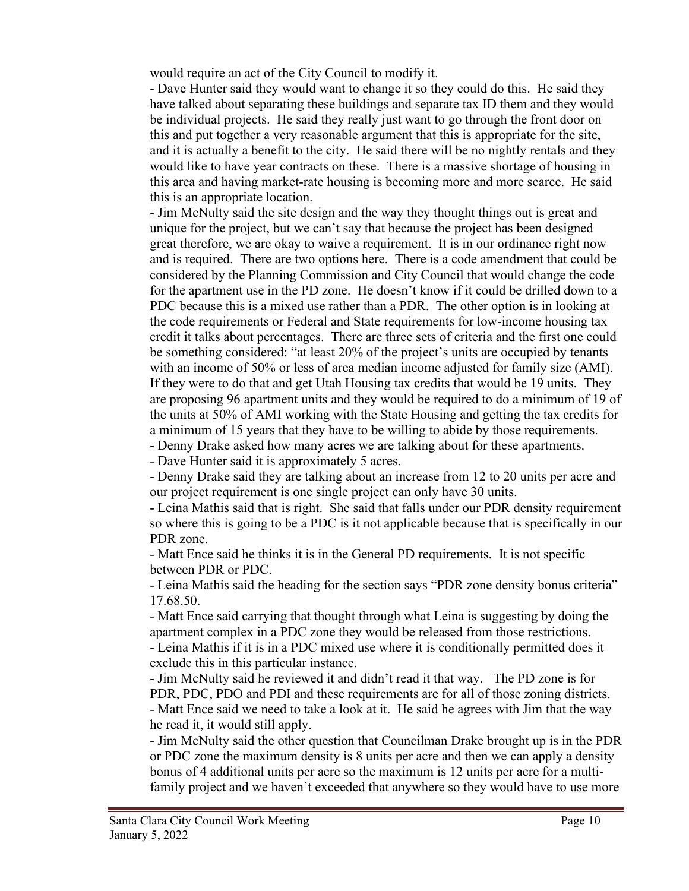would require an act of the City Council to modify it.

- Dave Hunter said they would want to change it so they could do this. He said they have talked about separating these buildings and separate tax ID them and they would be individual projects. He said they really just want to go through the front door on this and put together a very reasonable argument that this is appropriate for the site, and it is actually a benefit to the city. He said there will be no nightly rentals and they would like to have year contracts on these. There is a massive shortage of housing in this area and having market-rate housing is becoming more and more scarce. He said this is an appropriate location.
- Jim McNulty said the site design and the way they thought things out is great and unique for the project, but we can't say that because the project has been designed great therefore, we are okay to waive a requirement. It is in our ordinance right now and is required. There are two options here. There is a code amendment that could be considered by the Planning Commission and City Council that would change the code for the apartment use in the PD zone. He doesn't know if it could be drilled down to a PDC because this is a mixed use rather than a PDR. The other option is in looking at the code requirements or Federal and State requirements for low-income housing tax credit it talks about percentages. There are three sets of criteria and the first one could be something considered: "at least 20% of the project's units are occupied by tenants with an income of 50% or less of area median income adjusted for family size (AMI). If they were to do that and get Utah Housing tax credits that would be 19 units. They are proposing 96 apartment units and they would be required to do a minimum of 19 of the units at 50% of AMI working with the State Housing and getting the tax credits for a minimum of 15 years that they have to be willing to abide by those requirements.
- Denny Drake asked how many acres we are talking about for these apartments.
- Dave Hunter said it is approximately 5 acres.
- Denny Drake said they are talking about an increase from 12 to 20 units per acre and our project requirement is one single project can only have 30 units.
- Leina Mathis said that is right. She said that falls under our PDR density requirement so where this is going to be a PDC is it not applicable because that is specifically in our PDR zone.
- Matt Ence said he thinks it is in the General PD requirements. It is not specific between PDR or PDC.
- Leina Mathis said the heading for the section says "PDR zone density bonus criteria" 17.68.50.
- Matt Ence said carrying that thought through what Leina is suggesting by doing the apartment complex in a PDC zone they would be released from those restrictions.
- Leina Mathis if it is in a PDC mixed use where it is conditionally permitted does it exclude this in this particular instance.
- Jim McNulty said he reviewed it and didn't read it that way. The PD zone is for PDR, PDC, PDO and PDI and these requirements are for all of those zoning districts.
- Matt Ence said we need to take a look at it. He said he agrees with Jim that the way he read it, it would still apply.
- Jim McNulty said the other question that Councilman Drake brought up is in the PDR or PDC zone the maximum density is 8 units per acre and then we can apply a density bonus of 4 additional units per acre so the maximum is 12 units per acre for a multi-family project and we haven't exceeded that anywhere so they would have to use more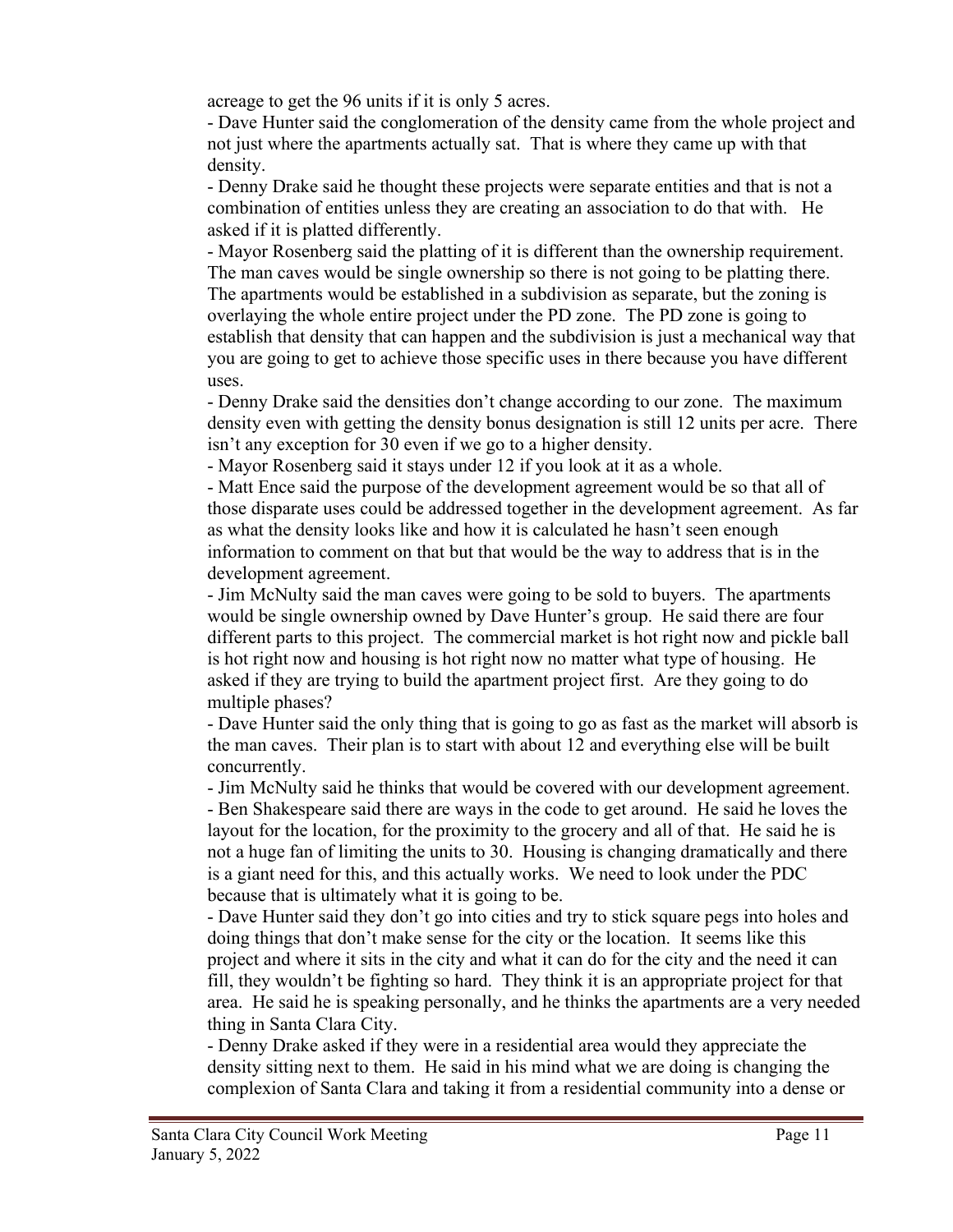acreage to get the 96 units if it is only 5 acres.

- Dave Hunter said the conglomeration of the density came from the whole project and not just where the apartments actually sat. That is where they came up with that density.
- Denny Drake said he thought these projects were separate entities and that is not a combination of entities unless they are creating an association to do that with. He asked if it is platted differently.
- Mayor Rosenberg said the platting of it is different than the ownership requirement. The man caves would be single ownership so there is not going to be platting there. The apartments would be established in a subdivision as separate, but the zoning is overlaying the whole entire project under the PD zone. The PD zone is going to establish that density that can happen and the subdivision is just a mechanical way that you are going to get to achieve those specific uses in there because you have different uses.
- Denny Drake said the densities don't change according to our zone. The maximum density even with getting the density bonus designation is still 12 units per acre. There isn't any exception for 30 even if we go to a higher density.
- Mayor Rosenberg said it stays under 12 if you look at it as a whole.
- Matt Ence said the purpose of the development agreement would be so that all of those disparate uses could be addressed together in the development agreement. As far as what the density looks like and how it is calculated he hasn't seen enough information to comment on that but that would be the way to address that is in the development agreement.
- Jim McNulty said the man caves were going to be sold to buyers. The apartments would be single ownership owned by Dave Hunter's group. He said there are four different parts to this project. The commercial market is hot right now and pickle ball is hot right now and housing is hot right now no matter what type of housing. He asked if they are trying to build the apartment project first. Are they going to do multiple phases?
- Dave Hunter said the only thing that is going to go as fast as the market will absorb is the man caves. Their plan is to start with about 12 and everything else will be built concurrently.
- Jim McNulty said he thinks that would be covered with our development agreement.
- Ben Shakespeare said there are ways in the code to get around. He said he loves the layout for the location, for the proximity to the grocery and all of that. He said he is not a huge fan of limiting the units to 30. Housing is changing dramatically and there is a giant need for this, and this actually works. We need to look under the PDC because that is ultimately what it is going to be.
- Dave Hunter said they don't go into cities and try to stick square pegs into holes and doing things that don't make sense for the city or the location. It seems like this project and where it sits in the city and what it can do for the city and the need it can fill, they wouldn't be fighting so hard. They think it is an appropriate project for that area. He said he is speaking personally, and he thinks the apartments are a very needed thing in Santa Clara City.
- Denny Drake asked if they were in a residential area would they appreciate the density sitting next to them. He said in his mind what we are doing is changing the complexion of Santa Clara and taking it from a residential community into a dense or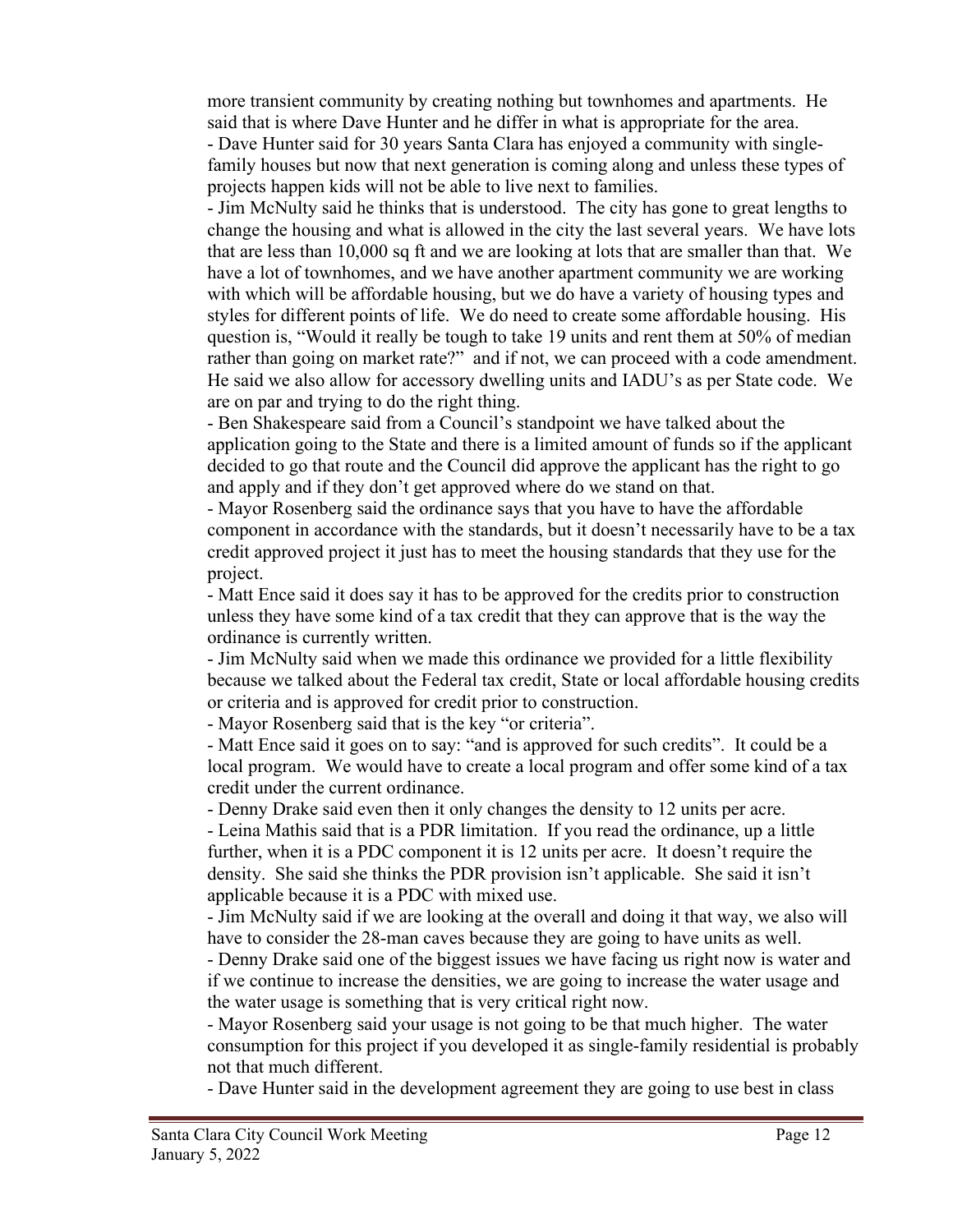more transient community by creating nothing but townhomes and apartments. He said that is where Dave Hunter and he differ in what is appropriate for the area.

- Dave Hunter said for 30 years Santa Clara has enjoyed a community with single-family houses but now that next generation is coming along and unless these types of projects happen kids will not be able to live next to families.
- Jim McNulty said he thinks that is understood. The city has gone to great lengths to change the housing and what is allowed in the city the last several years. We have lots that are less than 10,000 sq ft and we are looking at lots that are smaller than that. We have a lot of townhomes, and we have another apartment community we are working with which will be affordable housing, but we do have a variety of housing types and styles for different points of life. We do need to create some affordable housing. His question is, "Would it really be tough to take 19 units and rent them at 50% of median rather than going on market rate?" and if not, we can proceed with a code amendment. He said we also allow for accessory dwelling units and IADU's as per State code. We are on par and trying to do the right thing.
- Ben Shakespeare said from a Council's standpoint we have talked about the application going to the State and there is a limited amount of funds so if the applicant decided to go that route and the Council did approve the applicant has the right to go and apply and if they don't get approved where do we stand on that.
- Mayor Rosenberg said the ordinance says that you have to have the affordable component in accordance with the standards, but it doesn't necessarily have to be a tax credit approved project it just has to meet the housing standards that they use for the project.
- Matt Ence said it does say it has to be approved for the credits prior to construction unless they have some kind of a tax credit that they can approve that is the way the ordinance is currently written.
- Jim McNulty said when we made this ordinance we provided for a little flexibility because we talked about the Federal tax credit, State or local affordable housing credits or criteria and is approved for credit prior to construction.
- Mayor Rosenberg said that is the key "or criteria".
- Matt Ence said it goes on to say: "and is approved for such credits". It could be a local program. We would have to create a local program and offer some kind of a tax credit under the current ordinance.
- Denny Drake said even then it only changes the density to 12 units per acre.
- Leina Mathis said that is a PDR limitation. If you read the ordinance, up a little further, when it is a PDC component it is 12 units per acre. It doesn't require the density. She said she thinks the PDR provision isn't applicable. She said it isn't applicable because it is a PDC with mixed use.
- Jim McNulty said if we are looking at the overall and doing it that way, we also will have to consider the 28-man caves because they are going to have units as well.
- Denny Drake said one of the biggest issues we have facing us right now is water and if we continue to increase the densities, we are going to increase the water usage and the water usage is something that is very critical right now.
- Mayor Rosenberg said your usage is not going to be that much higher. The water consumption for this project if you developed it as single-family residential is probably not that much different.
- Dave Hunter said in the development agreement they are going to use best in class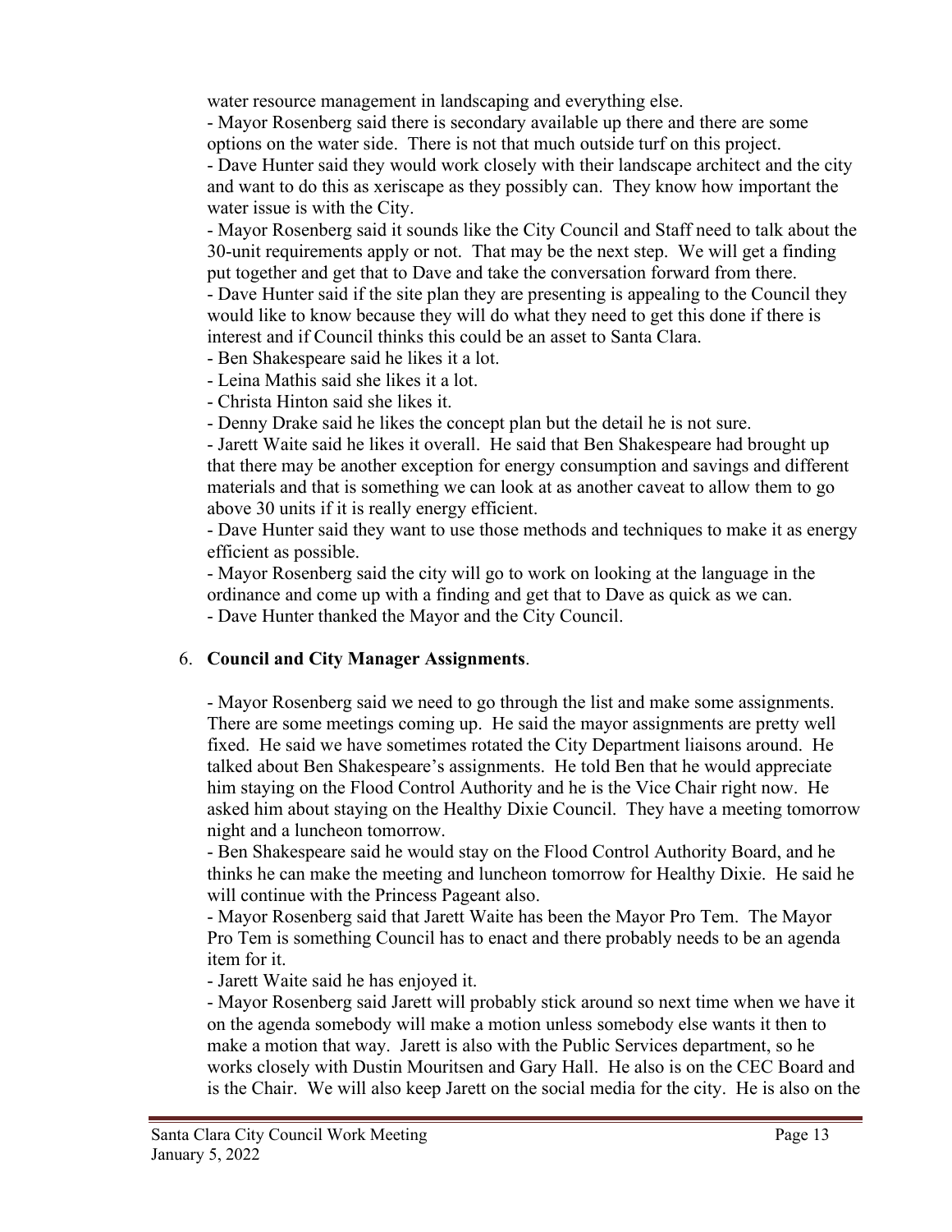water resource management in landscaping and everything else.

- Mayor Rosenberg said there is secondary available up there and there are some options on the water side. There is not that much outside turf on this project.
- Dave Hunter said they would work closely with their landscape architect and the city and want to do this as xeriscape as they possibly can. They know how important the water issue is with the City.
- Mayor Rosenberg said it sounds like the City Council and Staff need to talk about the 30-unit requirements apply or not. That may be the next step. We will get a finding put together and get that to Dave and take the conversation forward from there.
- Dave Hunter said if the site plan they are presenting is appealing to the Council they would like to know because they will do what they need to get this done if there is interest and if Council thinks this could be an asset to Santa Clara.
- Ben Shakespeare said he likes it a lot.
- Leina Mathis said she likes it a lot.
- Christa Hinton said she likes it.
- Denny Drake said he likes the concept plan but the detail he is not sure.
- Jarett Waite said he likes it overall. He said that Ben Shakespeare had brought up that there may be another exception for energy consumption and savings and different materials and that is something we can look at as another caveat to allow them to go above 30 units if it is really energy efficient.
- Dave Hunter said they want to use those methods and techniques to make it as energy efficient as possible.
- Mayor Rosenberg said the city will go to work on looking at the language in the ordinance and come up with a finding and get that to Dave as quick as we can.
- Dave Hunter thanked the Mayor and the City Council.

6. **Council and City Manager Assignments**.

   - Mayor Rosenberg said we need to go through the list and make some assignments. There are some meetings coming up. He said the mayor assignments are pretty well fixed. He said we have sometimes rotated the City Department liaisons around. He talked about Ben Shakespeare's assignments. He told Ben that he would appreciate him staying on the Flood Control Authority and he is the Vice Chair right now. He asked him about staying on the Healthy Dixie Council. They have a meeting tomorrow night and a luncheon tomorrow.
   - Ben Shakespeare said he would stay on the Flood Control Authority Board, and he thinks he can make the meeting and luncheon tomorrow for Healthy Dixie. He said he will continue with the Princess Pageant also.
   - Mayor Rosenberg said that Jarett Waite has been the Mayor Pro Tem. The Mayor Pro Tem is something Council has to enact and there probably needs to be an agenda item for it.
   - Jarett Waite said he has enjoyed it.
   - Mayor Rosenberg said Jarett will probably stick around so next time when we have it on the agenda somebody will make a motion unless somebody else wants it then to make a motion that way. Jarett is also with the Public Services department, so he works closely with Dustin Mouritsen and Gary Hall. He also is on the CEC Board and is the Chair. We will also keep Jarett on the social media for the city. He is also on the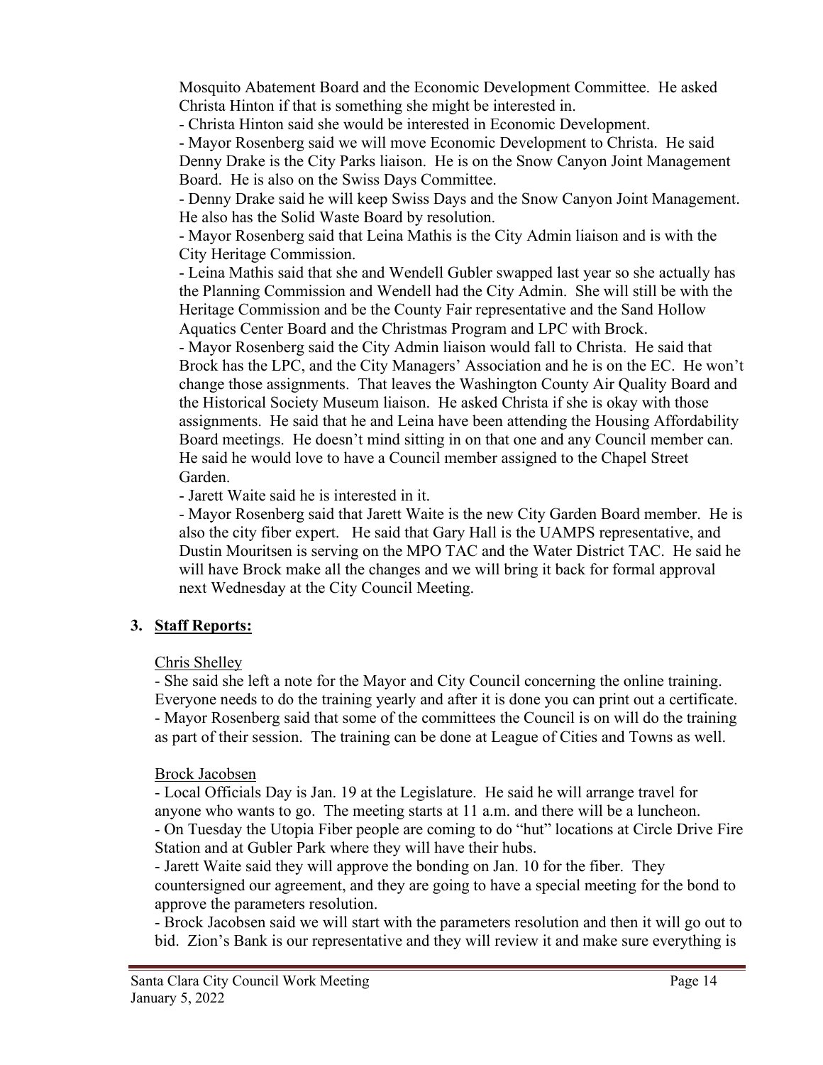Mosquito Abatement Board and the Economic Development Committee. He asked Christa Hinton if that is something she might be interested in.

- Christa Hinton said she would be interested in Economic Development.
- Mayor Rosenberg said we will move Economic Development to Christa. He said Denny Drake is the City Parks liaison. He is on the Snow Canyon Joint Management Board. He is also on the Swiss Days Committee.
- Denny Drake said he will keep Swiss Days and the Snow Canyon Joint Management. He also has the Solid Waste Board by resolution.
- Mayor Rosenberg said that Leina Mathis is the City Admin liaison and is with the City Heritage Commission.
- Leina Mathis said that she and Wendell Gubler swapped last year so she actually has the Planning Commission and Wendell had the City Admin. She will still be with the Heritage Commission and be the County Fair representative and the Sand Hollow Aquatics Center Board and the Christmas Program and LPC with Brock.
- Mayor Rosenberg said the City Admin liaison would fall to Christa. He said that Brock has the LPC, and the City Managers' Association and he is on the EC. He won't change those assignments. That leaves the Washington County Air Quality Board and the Historical Society Museum liaison. He asked Christa if she is okay with those assignments. He said that he and Leina have been attending the Housing Affordability Board meetings. He doesn't mind sitting in on that one and any Council member can. He said he would love to have a Council member assigned to the Chapel Street Garden.
- Jarett Waite said he is interested in it.
- Mayor Rosenberg said that Jarett Waite is the new City Garden Board member. He is also the city fiber expert. He said that Gary Hall is the UAMPS representative, and Dustin Mouritsen is serving on the MPO TAC and the Water District TAC. He said he will have Brock make all the changes and we will bring it back for formal approval next Wednesday at the City Council Meeting.

## 3. Staff Reports:

Chris Shelley

- She said she left a note for the Mayor and City Council concerning the online training. Everyone needs to do the training yearly and after it is done you can print out a certificate.
- Mayor Rosenberg said that some of the committees the Council is on will do the training as part of their session. The training can be done at League of Cities and Towns as well.

Brock Jacobsen

- Local Officials Day is Jan. 19 at the Legislature. He said he will arrange travel for anyone who wants to go. The meeting starts at 11 a.m. and there will be a luncheon.
- On Tuesday the Utopia Fiber people are coming to do "hut" locations at Circle Drive Fire Station and at Gubler Park where they will have their hubs.
- Jarett Waite said they will approve the bonding on Jan. 10 for the fiber. They countersigned our agreement, and they are going to have a special meeting for the bond to approve the parameters resolution.
- Brock Jacobsen said we will start with the parameters resolution and then it will go out to bid. Zion's Bank is our representative and they will review it and make sure everything is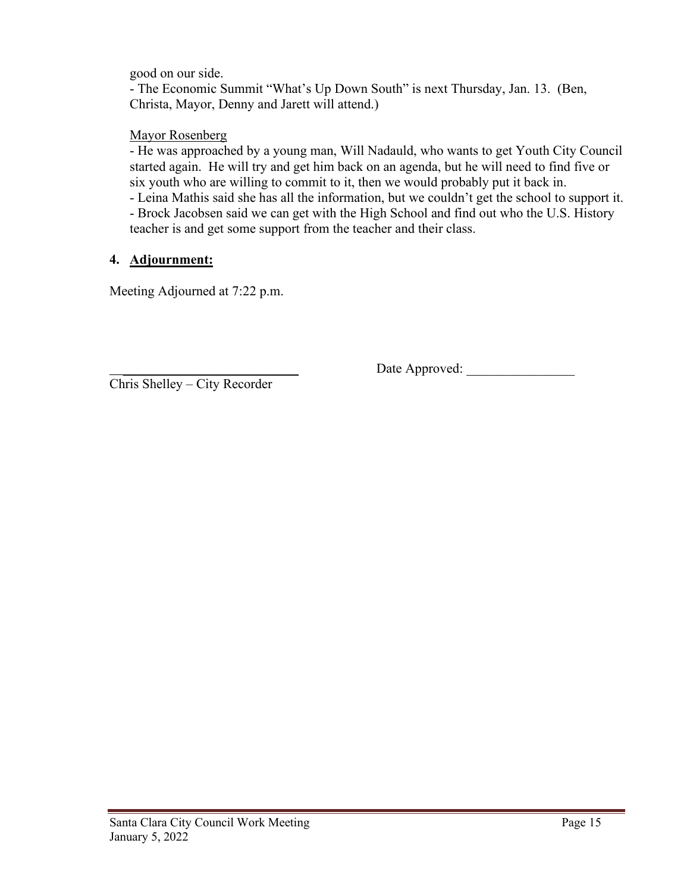good on our side.

- The Economic Summit "What's Up Down South" is next Thursday, Jan. 13. (Ben, Christa, Mayor, Denny and Jarett will attend.)

Mayor Rosenberg

- He was approached by a young man, Will Nadauld, who wants to get Youth City Council started again. He will try and get him back on an agenda, but he will need to find five or six youth who are willing to commit to it, then we would probably put it back in.
- Leina Mathis said she has all the information, but we couldn't get the school to support it.
- Brock Jacobsen said we can get with the High School and find out who the U.S. History teacher is and get some support from the teacher and their class.

## 4. Adjournment:

Meeting Adjourned at 7:22 p.m.

\_\_\_\_\_\_\_\_\_\_\_\_\_\_\_\_\_\_\_\_\_\_\_\_\_\_\_\_ Date Approved: \_\_\_\_\_\_\_\_\_\_\_\_\_\_\_\_

Chris Shelley – City Recorder